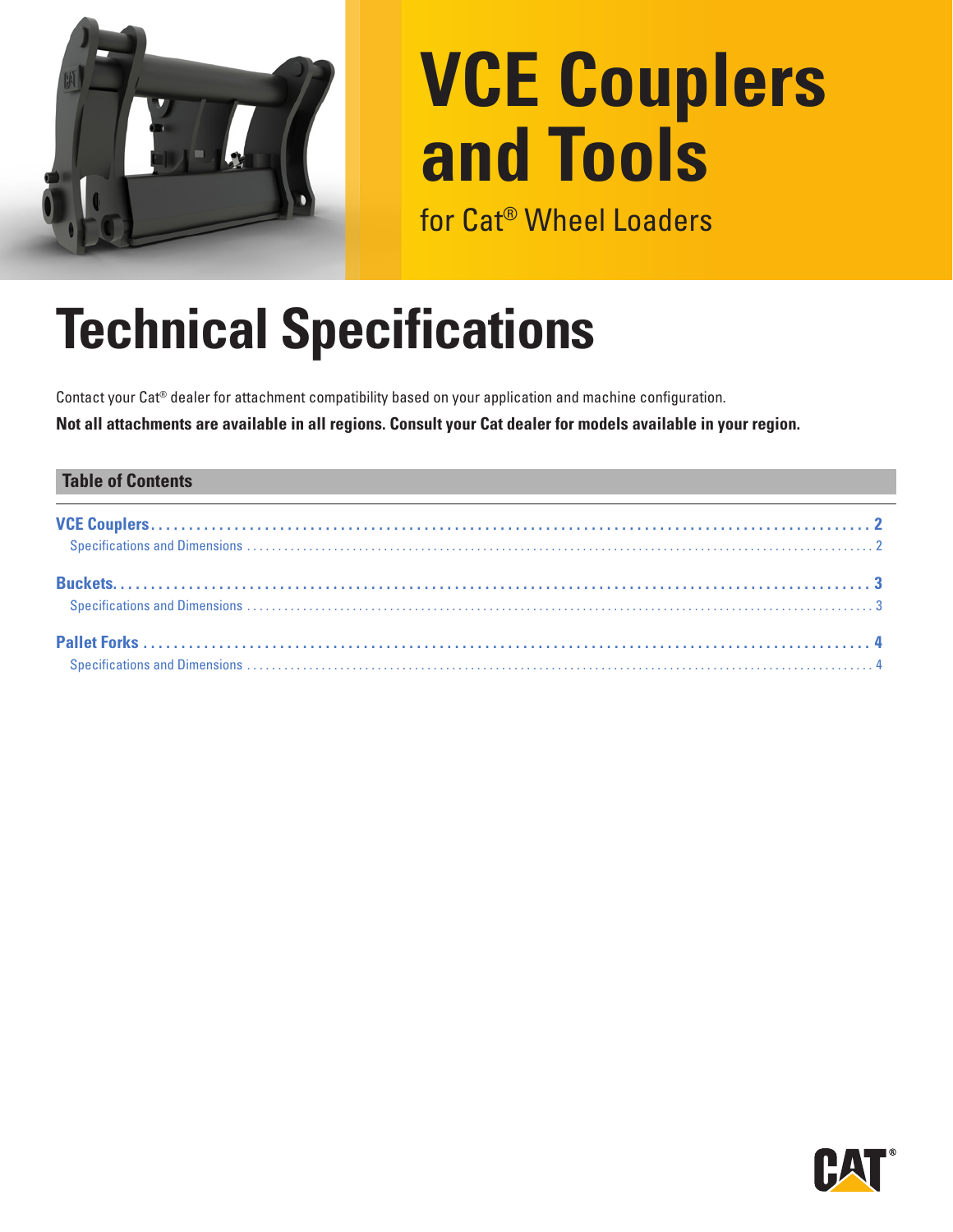# VCE Couplers and Tools

for Cat® Wheel Loaders

# Technical Specifications

Contact your Cat® dealer for attachment compatibility based on your application and machine configuration.

**Not all attachments are available in all regions. Consult your Cat dealer for models available in your region.**

## Table of Contents

**VCE Couplers** .......... 2
- Specifications and Dimensions .......... 2

**Buckets** .......... 3
- Specifications and Dimensions .......... 3

**Pallet Forks** .......... 4
- Specifications and Dimensions .......... 4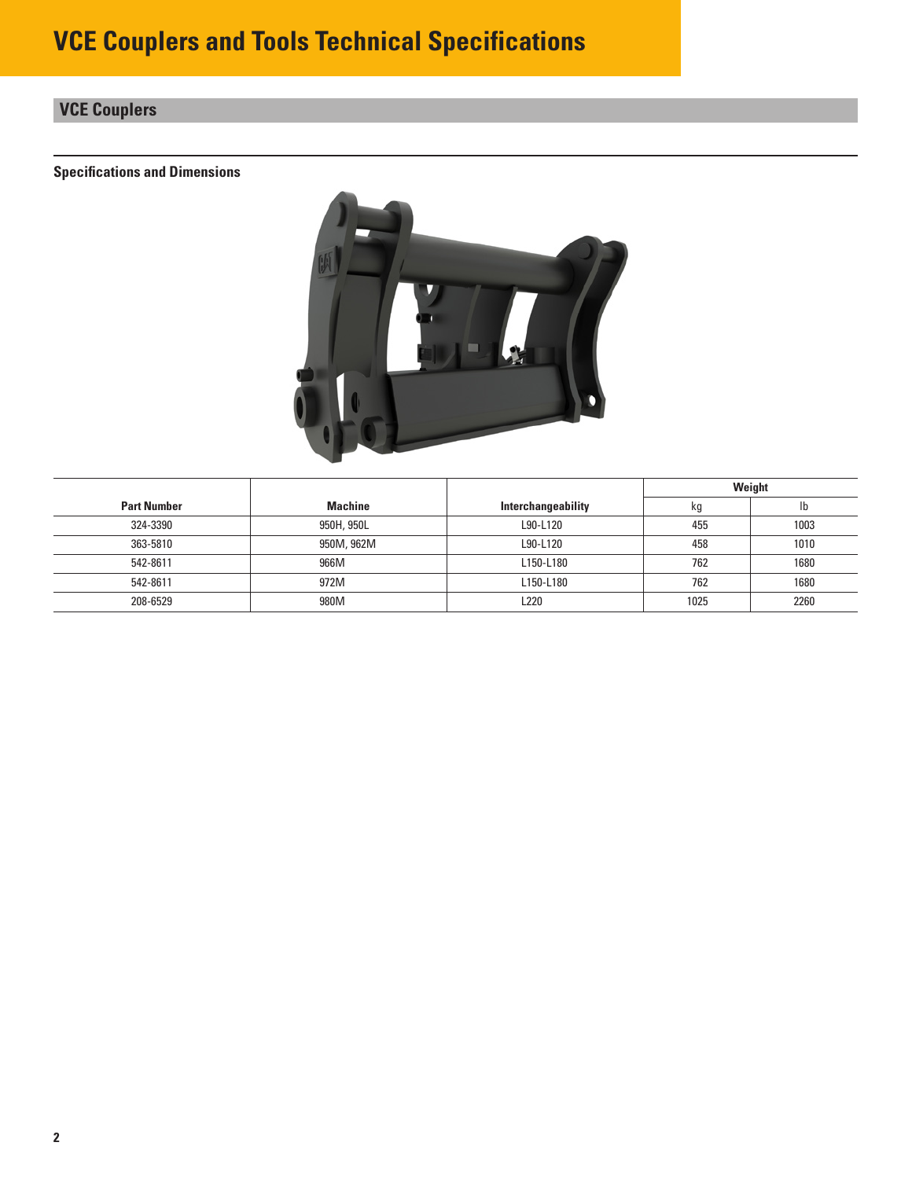# VCE Couplers and Tools Technical Specifications

## VCE Couplers

### Specifications and Dimensions

| Part Number | Machine | Interchangeability | Weight | |
|---|---|---|---|---|
| | | | kg | lb |
| 324-3390 | 950H, 950L | L90-L120 | 455 | 1003 |
| 363-5810 | 950M, 962M | L90-L120 | 458 | 1010 |
| 542-8611 | 966M | L150-L180 | 762 | 1680 |
| 542-8611 | 972M | L150-L180 | 762 | 1680 |
| 208-6529 | 980M | L220 | 1025 | 2260 |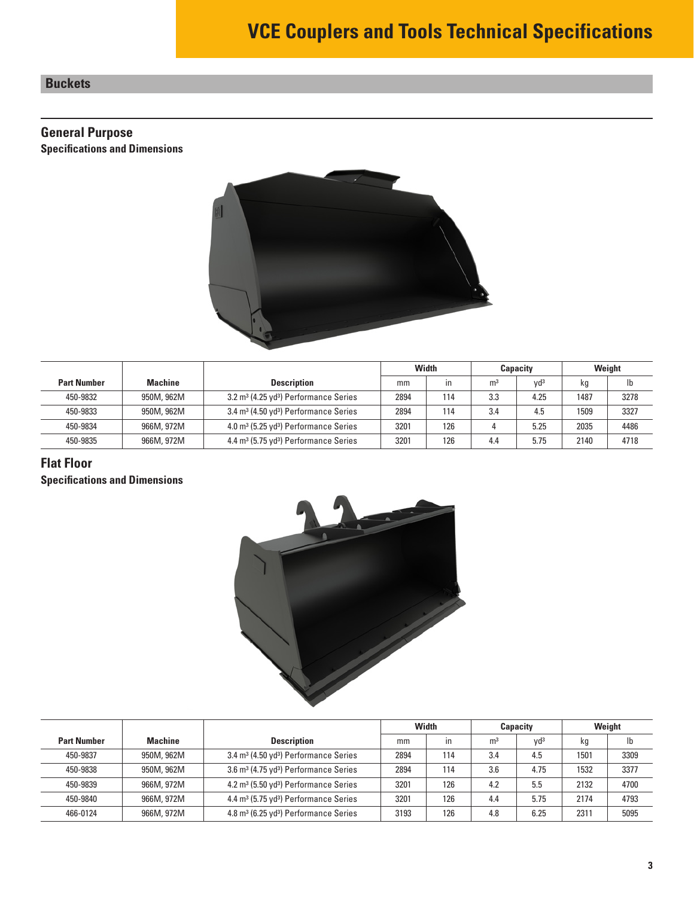# VCE Couplers and Tools Technical Specifications

## Buckets

### General Purpose

**Specifications and Dimensions**

| Part Number | Machine | Description | Width | | Capacity | | Weight | |
|---|---|---|---|---|---|---|---|---|
| | | | mm | in | m³ | yd³ | kg | lb |
| 450-9832 | 950M, 962M | 3.2 m³ (4.25 yd³) Performance Series | 2894 | 114 | 3.3 | 4.25 | 1487 | 3278 |
| 450-9833 | 950M, 962M | 3.4 m³ (4.50 yd³) Performance Series | 2894 | 114 | 3.4 | 4.5 | 1509 | 3327 |
| 450-9834 | 966M, 972M | 4.0 m³ (5.25 yd³) Performance Series | 3201 | 126 | 4 | 5.25 | 2035 | 4486 |
| 450-9835 | 966M, 972M | 4.4 m³ (5.75 yd³) Performance Series | 3201 | 126 | 4.4 | 5.75 | 2140 | 4718 |

### Flat Floor

**Specifications and Dimensions**

| Part Number | Machine | Description | Width | | Capacity | | Weight | |
|---|---|---|---|---|---|---|---|---|
| | | | mm | in | m³ | yd³ | kg | lb |
| 450-9837 | 950M, 962M | 3.4 m³ (4.50 yd³) Performance Series | 2894 | 114 | 3.4 | 4.5 | 1501 | 3309 |
| 450-9838 | 950M, 962M | 3.6 m³ (4.75 yd³) Performance Series | 2894 | 114 | 3.6 | 4.75 | 1532 | 3377 |
| 450-9839 | 966M, 972M | 4.2 m³ (5.50 yd³) Performance Series | 3201 | 126 | 4.2 | 5.5 | 2132 | 4700 |
| 450-9840 | 966M, 972M | 4.4 m³ (5.75 yd³) Performance Series | 3201 | 126 | 4.4 | 5.75 | 2174 | 4793 |
| 466-0124 | 966M, 972M | 4.8 m³ (6.25 yd³) Performance Series | 3193 | 126 | 4.8 | 6.25 | 2311 | 5095 |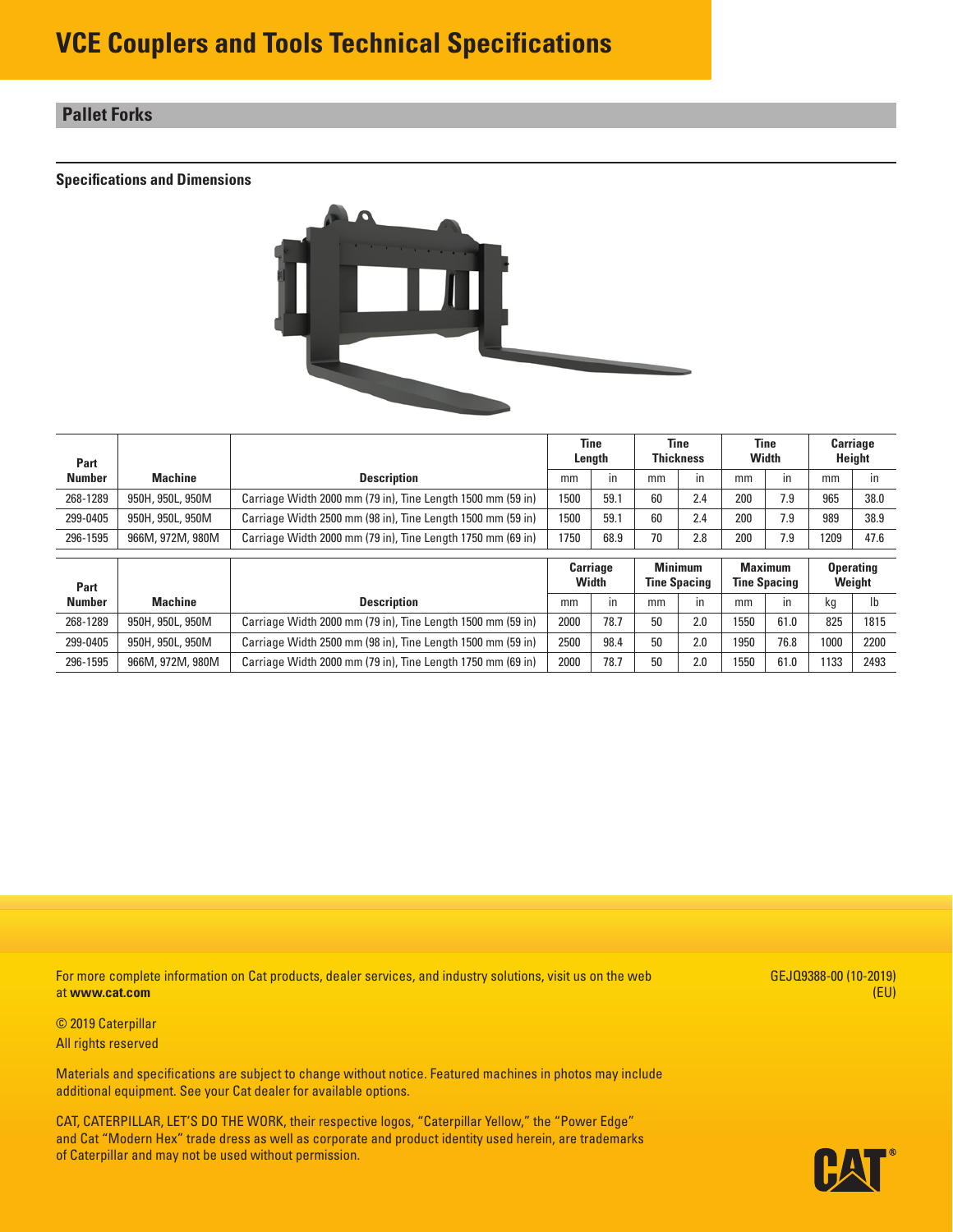# VCE Couplers and Tools Technical Specifications

## Pallet Forks

### Specifications and Dimensions

| Part Number | Machine | Description | Tine Length | | Tine Thickness | | Tine Width | | Carriage Height | |
|---|---|---|---|---|---|---|---|---|---|---|
| | | | mm | in | mm | in | mm | in | mm | in |
| 268-1289 | 950H, 950L, 950M | Carriage Width 2000 mm (79 in), Tine Length 1500 mm (59 in) | 1500 | 59.1 | 60 | 2.4 | 200 | 7.9 | 965 | 38.0 |
| 299-0405 | 950H, 950L, 950M | Carriage Width 2500 mm (98 in), Tine Length 1500 mm (59 in) | 1500 | 59.1 | 60 | 2.4 | 200 | 7.9 | 989 | 38.9 |
| 296-1595 | 966M, 972M, 980M | Carriage Width 2000 mm (79 in), Tine Length 1750 mm (69 in) | 1750 | 68.9 | 70 | 2.8 | 200 | 7.9 | 1209 | 47.6 |

| Part Number | Machine | Description | Carriage Width | | Minimum Tine Spacing | | Maximum Tine Spacing | | Operating Weight | |
|---|---|---|---|---|---|---|---|---|---|---|
| | | | mm | in | mm | in | mm | in | kg | lb |
| 268-1289 | 950H, 950L, 950M | Carriage Width 2000 mm (79 in), Tine Length 1500 mm (59 in) | 2000 | 78.7 | 50 | 2.0 | 1550 | 61.0 | 825 | 1815 |
| 299-0405 | 950H, 950L, 950M | Carriage Width 2500 mm (98 in), Tine Length 1500 mm (59 in) | 2500 | 98.4 | 50 | 2.0 | 1950 | 76.8 | 1000 | 2200 |
| 296-1595 | 966M, 972M, 980M | Carriage Width 2000 mm (79 in), Tine Length 1750 mm (69 in) | 2000 | 78.7 | 50 | 2.0 | 1550 | 61.0 | 1133 | 2493 |

For more complete information on Cat products, dealer services, and industry solutions, visit us on the web at **www.cat.com**

GEJQ9388-00 (10-2019)
(EU)

© 2019 Caterpillar
All rights reserved

Materials and specifications are subject to change without notice. Featured machines in photos may include additional equipment. See your Cat dealer for available options.

CAT, CATERPILLAR, LET'S DO THE WORK, their respective logos, "Caterpillar Yellow," the "Power Edge" and Cat "Modern Hex" trade dress as well as corporate and product identity used herein, are trademarks of Caterpillar and may not be used without permission.